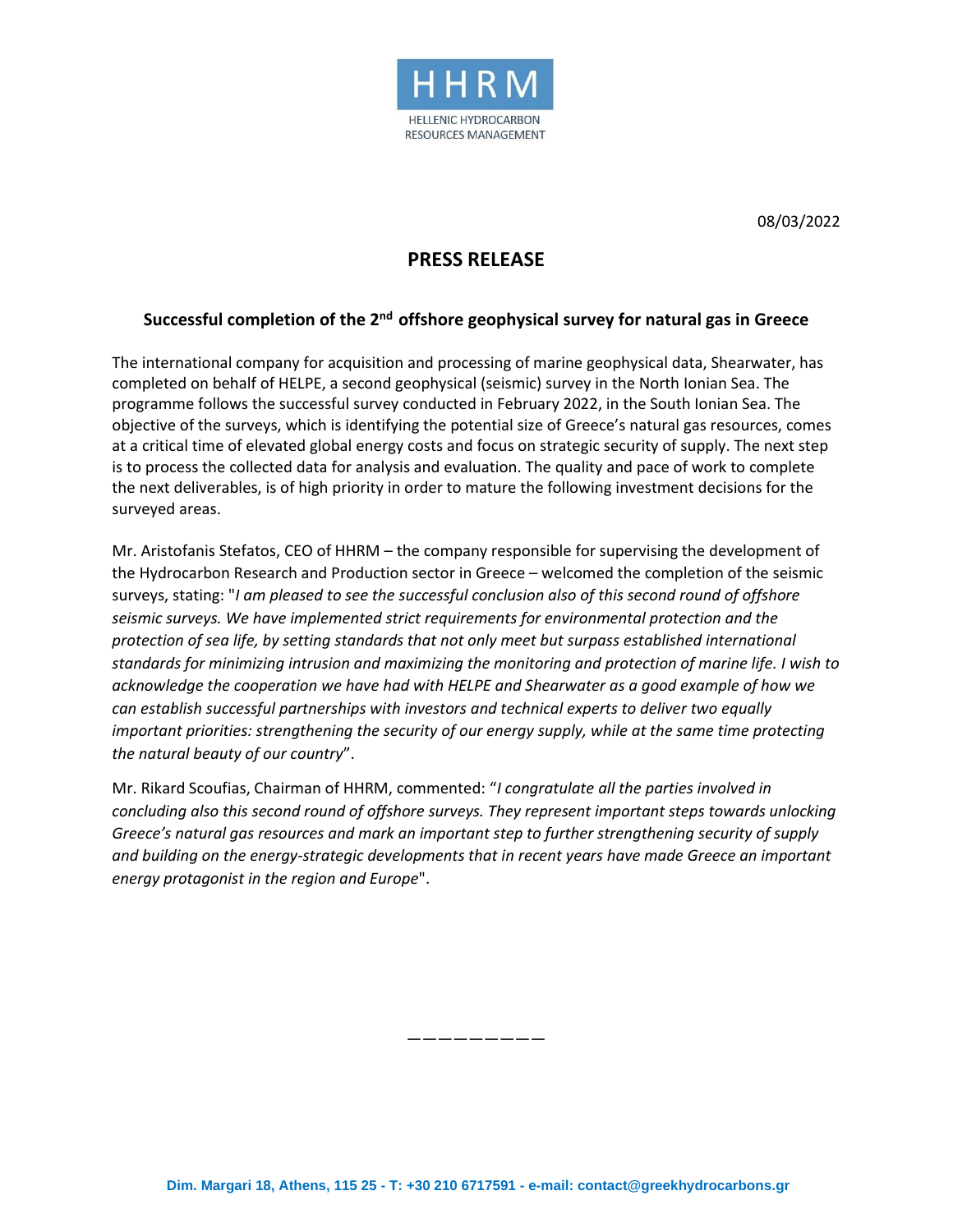HHRM

HELLENIC HYDROCARBON RESOURCES MANAGEMENT

08/03/2022

# PRESS RELEASE

## Successful completion of the 2nd offshore geophysical survey for natural gas in Greece

The international company for acquisition and processing of marine geophysical data, Shearwater, has completed on behalf of HELPE, a second geophysical (seismic) survey in the North Ionian Sea. The programme follows the successful survey conducted in February 2022, in the South Ionian Sea. The objective of the surveys, which is identifying the potential size of Greece's natural gas resources, comes at a critical time of elevated global energy costs and focus on strategic security of supply. The next step is to process the collected data for analysis and evaluation. The quality and pace of work to complete the next deliverables, is of high priority in order to mature the following investment decisions for the surveyed areas.

Mr. Aristofanis Stefatos, CEO of HHRM – the company responsible for supervising the development of the Hydrocarbon Research and Production sector in Greece – welcomed the completion of the seismic surveys, stating: "*I am pleased to see the successful conclusion also of this second round of offshore seismic surveys. We have implemented strict requirements for environmental protection and the protection of sea life, by setting standards that not only meet but surpass established international standards for minimizing intrusion and maximizing the monitoring and protection of marine life. I wish to acknowledge the cooperation we have had with HELPE and Shearwater as a good example of how we can establish successful partnerships with investors and technical experts to deliver two equally important priorities: strengthening the security of our energy supply, while at the same time protecting the natural beauty of our country*".

Mr. Rikard Scoufias, Chairman of HHRM, commented: "*I congratulate all the parties involved in concluding also this second round of offshore surveys. They represent important steps towards unlocking Greece's natural gas resources and mark an important step to further strengthening security of supply and building on the energy-strategic developments that in recent years have made Greece an important energy protagonist in the region and Europe*".

—————————

Dim. Margari 18, Athens, 115 25 - T: +30 210 6717591 - e-mail: contact@greekhydrocarbons.gr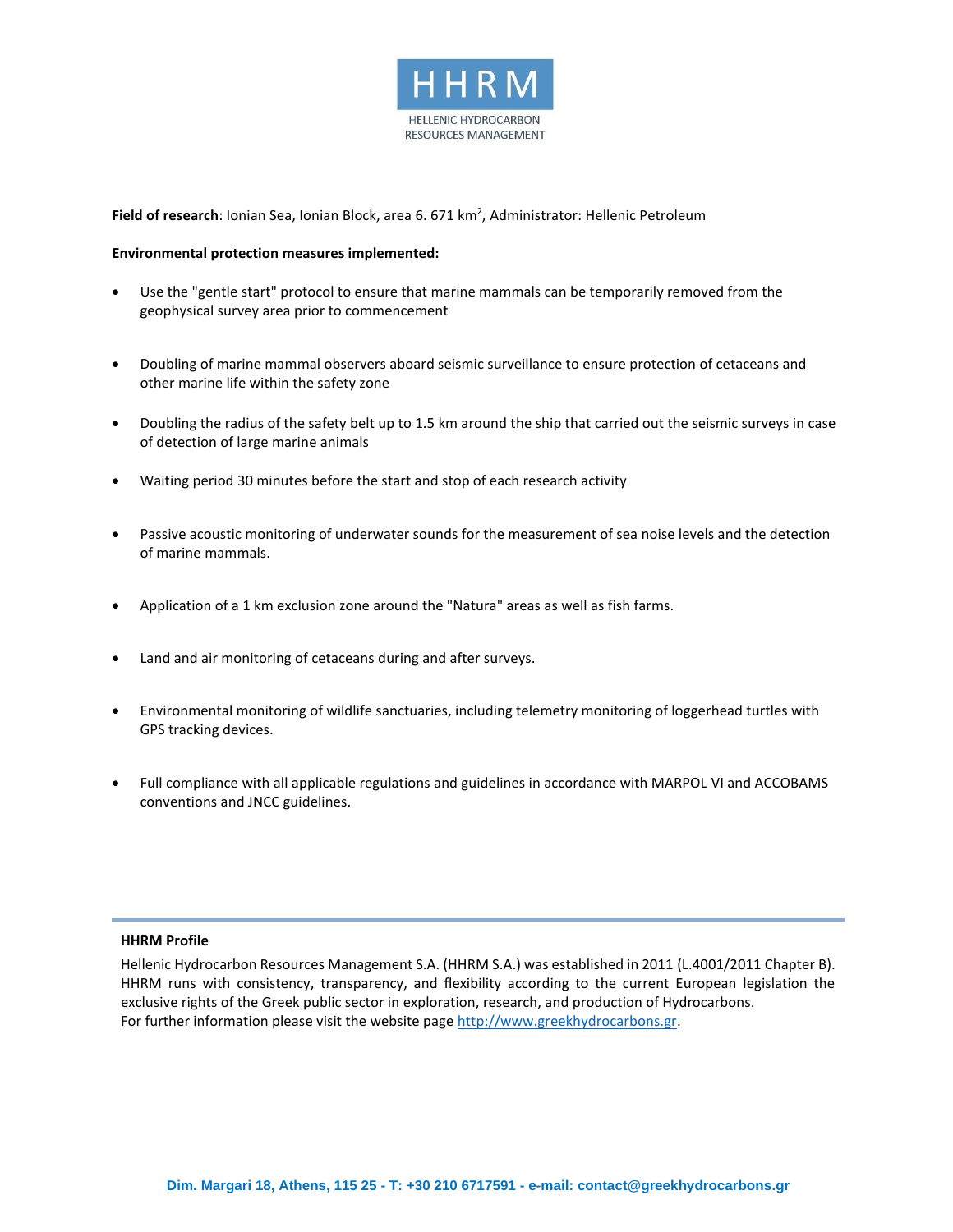**Field of research**: Ionian Sea, Ionian Block, area 6. 671 km$^2$, Administrator: Hellenic Petroleum

**Environmental protection measures implemented:**

- Use the "gentle start" protocol to ensure that marine mammals can be temporarily removed from the geophysical survey area prior to commencement
- Doubling of marine mammal observers aboard seismic surveillance to ensure protection of cetaceans and other marine life within the safety zone
- Doubling the radius of the safety belt up to 1.5 km around the ship that carried out the seismic surveys in case of detection of large marine animals
- Waiting period 30 minutes before the start and stop of each research activity
- Passive acoustic monitoring of underwater sounds for the measurement of sea noise levels and the detection of marine mammals.
- Application of a 1 km exclusion zone around the "Natura" areas as well as fish farms.
- Land and air monitoring of cetaceans during and after surveys.
- Environmental monitoring of wildlife sanctuaries, including telemetry monitoring of loggerhead turtles with GPS tracking devices.
- Full compliance with all applicable regulations and guidelines in accordance with MARPOL VI and ACCOBAMS conventions and JNCC guidelines.

---

**HHRM Profile**

Hellenic Hydrocarbon Resources Management S.A. (HHRM S.A.) was established in 2011 (L.4001/2011 Chapter B). HHRM runs with consistency, transparency, and flexibility according to the current European legislation the exclusive rights of the Greek public sector in exploration, research, and production of Hydrocarbons.
For further information please visit the website page http://www.greekhydrocarbons.gr.

**Dim. Margari 18, Athens, 115 25 - T: +30 210 6717591 - e-mail: contact@greekhydrocarbons.gr**